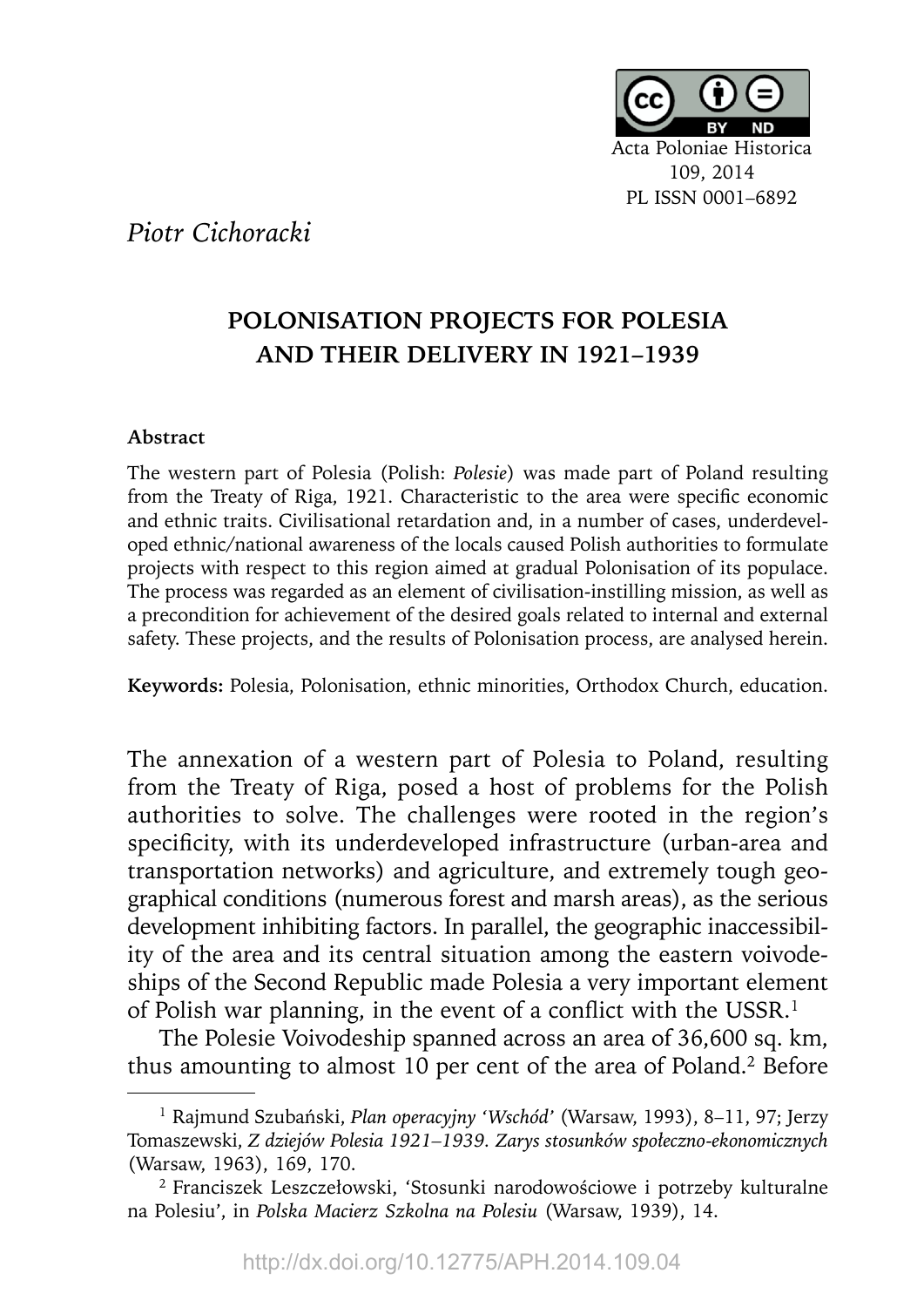Acta Poloniae Historica
109, 2014
PL ISSN 0001–6892

*Piotr Cichoracki*

# POLONISATION PROJECTS FOR POLESIA AND THEIR DELIVERY IN 1921–1939

**Abstract**

The western part of Polesia (Polish: *Polesie*) was made part of Poland resulting from the Treaty of Riga, 1921. Characteristic to the area were specific economic and ethnic traits. Civilisational retardation and, in a number of cases, underdeveloped ethnic/national awareness of the locals caused Polish authorities to formulate projects with respect to this region aimed at gradual Polonisation of its populace. The process was regarded as an element of civilisation-instilling mission, as well as a precondition for achievement of the desired goals related to internal and external safety. These projects, and the results of Polonisation process, are analysed herein.

**Keywords:** Polesia, Polonisation, ethnic minorities, Orthodox Church, education.

The annexation of a western part of Polesia to Poland, resulting from the Treaty of Riga, posed a host of problems for the Polish authorities to solve. The challenges were rooted in the region's specificity, with its underdeveloped infrastructure (urban-area and transportation networks) and agriculture, and extremely tough geographical conditions (numerous forest and marsh areas), as the serious development inhibiting factors. In parallel, the geographic inaccessibility of the area and its central situation among the eastern voivodeships of the Second Republic made Polesia a very important element of Polish war planning, in the event of a conflict with the USSR.[1]

The Polesie Voivodeship spanned across an area of 36,600 sq. km, thus amounting to almost 10 per cent of the area of Poland.[2] Before

---

[1] Rajmund Szubański, *Plan operacyjny 'Wschód'* (Warsaw, 1993), 8–11, 97; Jerzy Tomaszewski, *Z dziejów Polesia 1921–1939. Zarys stosunków społeczno-ekonomicznych* (Warsaw, 1963), 169, 170.

[2] Franciszek Leszczełowski, 'Stosunki narodowościowe i potrzeby kulturalne na Polesiu', in *Polska Macierz Szkolna na Polesiu* (Warsaw, 1939), 14.

http://dx.doi.org/10.12775/APH.2014.109.04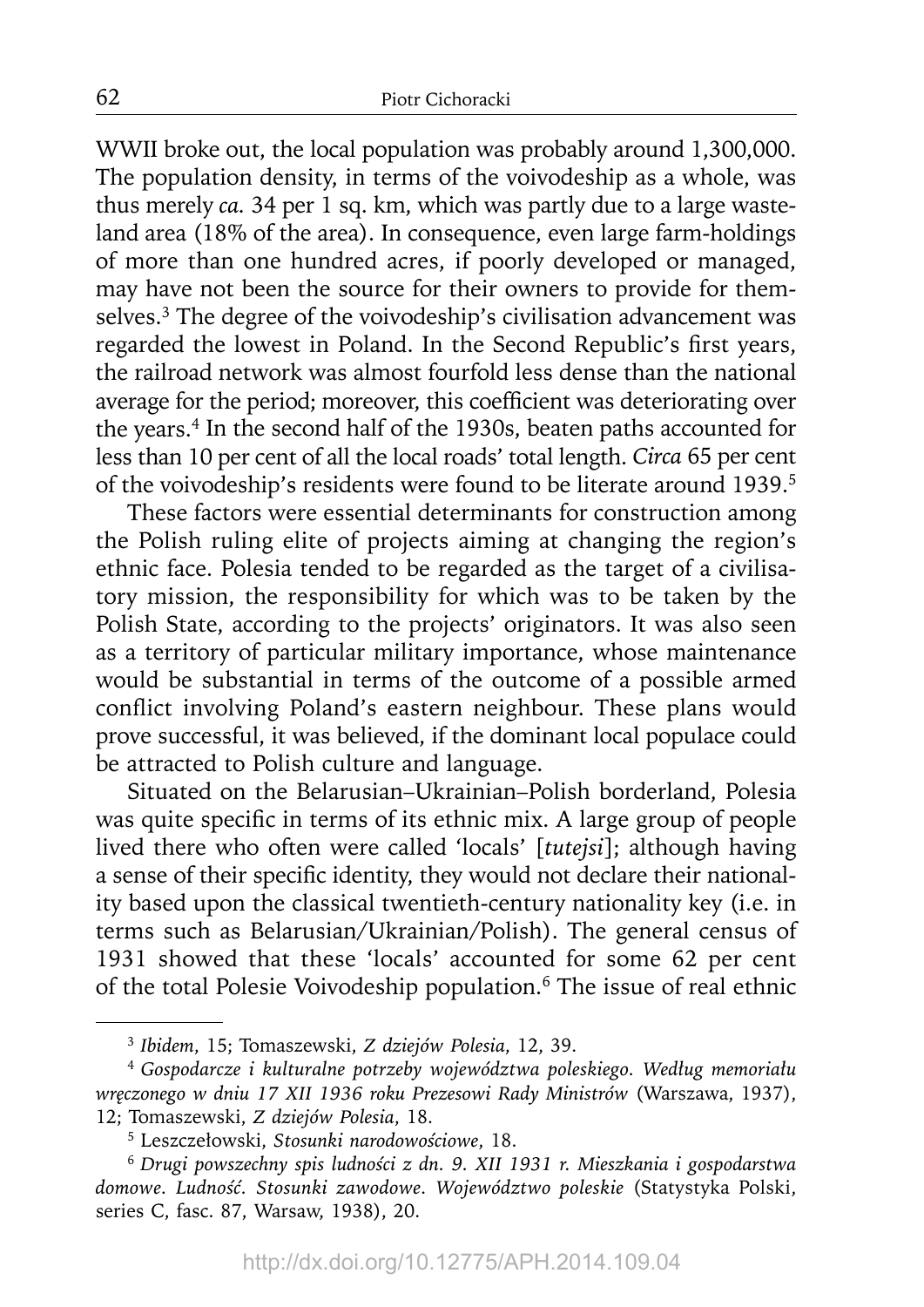WWII broke out, the local population was probably around 1,300,000. The population density, in terms of the voivodeship as a whole, was thus merely *ca.* 34 per 1 sq. km, which was partly due to a large wasteland area (18% of the area). In consequence, even large farm-holdings of more than one hundred acres, if poorly developed or managed, may have not been the source for their owners to provide for themselves.[3] The degree of the voivodeship's civilisation advancement was regarded the lowest in Poland. In the Second Republic's first years, the railroad network was almost fourfold less dense than the national average for the period; moreover, this coefficient was deteriorating over the years.[4] In the second half of the 1930s, beaten paths accounted for less than 10 per cent of all the local roads' total length. *Circa* 65 per cent of the voivodeship's residents were found to be literate around 1939.[5]

These factors were essential determinants for construction among the Polish ruling elite of projects aiming at changing the region's ethnic face. Polesia tended to be regarded as the target of a civilisatory mission, the responsibility for which was to be taken by the Polish State, according to the projects' originators. It was also seen as a territory of particular military importance, whose maintenance would be substantial in terms of the outcome of a possible armed conflict involving Poland's eastern neighbour. These plans would prove successful, it was believed, if the dominant local populace could be attracted to Polish culture and language.

Situated on the Belarusian–Ukrainian–Polish borderland, Polesia was quite specific in terms of its ethnic mix. A large group of people lived there who often were called 'locals' [*tutejsi*]; although having a sense of their specific identity, they would not declare their nationality based upon the classical twentieth-century nationality key (i.e. in terms such as Belarusian/Ukrainian/Polish). The general census of 1931 showed that these 'locals' accounted for some 62 per cent of the total Polesie Voivodeship population.[6] The issue of real ethnic

---

[3] *Ibidem*, 15; Tomaszewski, *Z dziejów Polesia*, 12, 39.

[4] *Gospodarcze i kulturalne potrzeby województwa poleskiego. Według memoriału wręczonego w dniu 17 XII 1936 roku Prezesowi Rady Ministrów* (Warszawa, 1937), 12; Tomaszewski, *Z dziejów Polesia*, 18.

[5] Leszczełowski, *Stosunki narodowościowe*, 18.

[6] *Drugi powszechny spis ludności z dn. 9. XII 1931 r. Mieszkania i gospodarstwa domowe. Ludność. Stosunki zawodowe. Województwo poleskie* (Statystyka Polski, series C, fasc. 87, Warsaw, 1938), 20.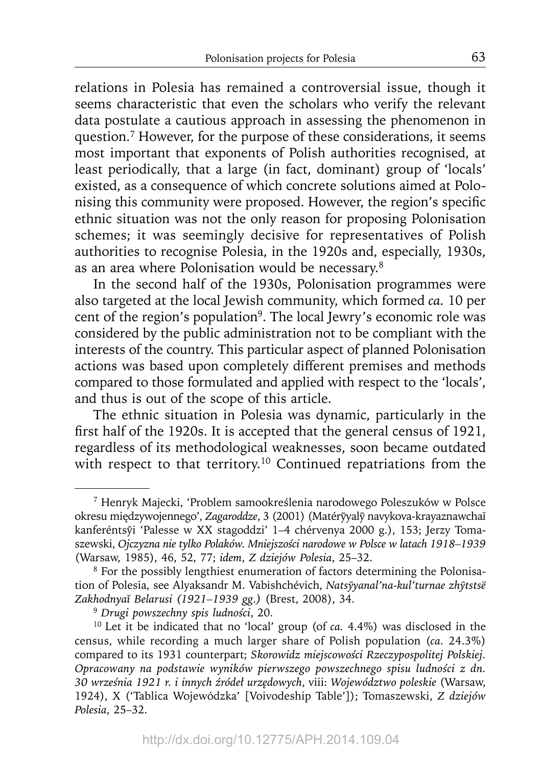relations in Polesia has remained a controversial issue, though it seems characteristic that even the scholars who verify the relevant data postulate a cautious approach in assessing the phenomenon in question.[7] However, for the purpose of these considerations, it seems most important that exponents of Polish authorities recognised, at least periodically, that a large (in fact, dominant) group of 'locals' existed, as a consequence of which concrete solutions aimed at Polonising this community were proposed. However, the region's specific ethnic situation was not the only reason for proposing Polonisation schemes; it was seemingly decisive for representatives of Polish authorities to recognise Polesia, in the 1920s and, especially, 1930s, as an area where Polonisation would be necessary.[8]

In the second half of the 1930s, Polonisation programmes were also targeted at the local Jewish community, which formed *ca.* 10 per cent of the region's population[9]. The local Jewry's economic role was considered by the public administration not to be compliant with the interests of the country. This particular aspect of planned Polonisation actions was based upon completely different premises and methods compared to those formulated and applied with respect to the 'locals', and thus is out of the scope of this article.

The ethnic situation in Polesia was dynamic, particularly in the first half of the 1920s. It is accepted that the general census of 1921, regardless of its methodological weaknesses, soon became outdated with respect to that territory.[10] Continued repatriations from the

---

[7] Henryk Majecki, 'Problem samookreślenia narodowego Poleszuków w Polsce okresu międzywojennego', *Zagaroddze*, 3 (2001) (Matérўyalў navykova-krayaznawchaĭ kanferéntsўi 'Palesse w XX stagoddzi' 1–4 chérvenya 2000 g.), 153; Jerzy Tomaszewski, *Ojczyzna nie tylko Polaków. Mniejszości narodowe w Polsce w latach 1918–1939* (Warsaw, 1985), 46, 52, 77; *idem*, *Z dziejów Polesia*, 25–32.

[8] For the possibly lengthiest enumeration of factors determining the Polonisation of Polesia, see Alyaksandr M. Vabishchévich, *Natsўyanal'na-kul'turnae zhўtstsë Zakhodnyaĭ Belarusi (1921–1939 gg.)* (Brest, 2008), 34.

[9] *Drugi powszechny spis ludności*, 20.

[10] Let it be indicated that no 'local' group (of *ca.* 4.4%) was disclosed in the census, while recording a much larger share of Polish population (*ca.* 24.3%) compared to its 1931 counterpart; *Skorowidz miejscowości Rzeczypospolitej Polskiej. Opracowany na podstawie wyników pierwszego powszechnego spisu ludności z dn. 30 września 1921 r. i innych źródeł urzędowych*, viii: *Województwo poleskie* (Warsaw, 1924), X ('Tablica Wojewódzka' [Voivodeship Table']); Tomaszewski, *Z dziejów Polesia*, 25–32.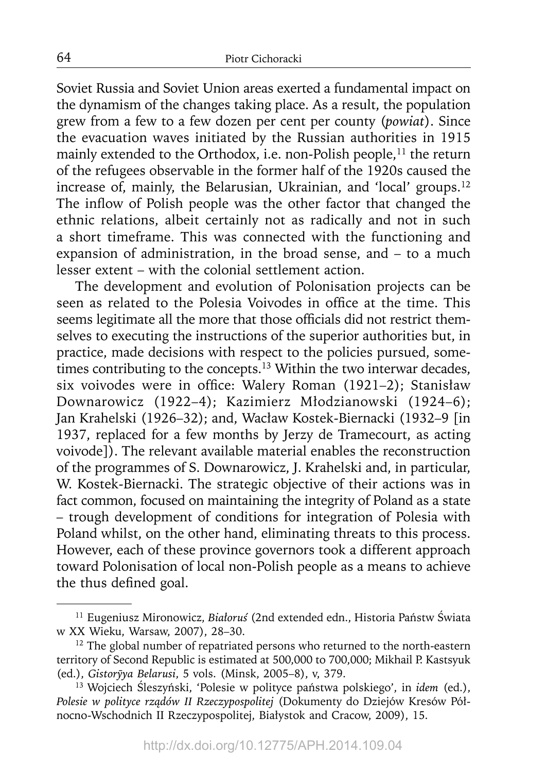Soviet Russia and Soviet Union areas exerted a fundamental impact on the dynamism of the changes taking place. As a result, the population grew from a few to a few dozen per cent per county (*powiat*). Since the evacuation waves initiated by the Russian authorities in 1915 mainly extended to the Orthodox, i.e. non-Polish people,[11] the return of the refugees observable in the former half of the 1920s caused the increase of, mainly, the Belarusian, Ukrainian, and 'local' groups.[12] The inflow of Polish people was the other factor that changed the ethnic relations, albeit certainly not as radically and not in such a short timeframe. This was connected with the functioning and expansion of administration, in the broad sense, and – to a much lesser extent – with the colonial settlement action.

The development and evolution of Polonisation projects can be seen as related to the Polesia Voivodes in office at the time. This seems legitimate all the more that those officials did not restrict themselves to executing the instructions of the superior authorities but, in practice, made decisions with respect to the policies pursued, sometimes contributing to the concepts.[13] Within the two interwar decades, six voivodes were in office: Walery Roman (1921–2); Stanisław Downarowicz (1922–4); Kazimierz Młodzianowski (1924–6); Jan Krahelski (1926–32); and, Wacław Kostek-Biernacki (1932–9 [in 1937, replaced for a few months by Jerzy de Tramecourt, as acting voivode]). The relevant available material enables the reconstruction of the programmes of S. Downarowicz, J. Krahelski and, in particular, W. Kostek-Biernacki. The strategic objective of their actions was in fact common, focused on maintaining the integrity of Poland as a state – trough development of conditions for integration of Polesia with Poland whilst, on the other hand, eliminating threats to this process. However, each of these province governors took a different approach toward Polonisation of local non-Polish people as a means to achieve the thus defined goal.

---

[11] Eugeniusz Mironowicz, *Białoruś* (2nd extended edn., Historia Państw Świata w XX Wieku, Warsaw, 2007), 28–30.

[12] The global number of repatriated persons who returned to the north-eastern territory of Second Republic is estimated at 500,000 to 700,000; Mikhail P. Kastsyuk (ed.), *Gistoryya Belarusi*, 5 vols. (Minsk, 2005–8), v, 379.

[13] Wojciech Śleszyński, 'Polesie w polityce państwa polskiego', in *idem* (ed.), *Polesie w polityce rządów II Rzeczypospolitej* (Dokumenty do Dziejów Kresów Północno-Wschodnich II Rzeczypospolitej, Białystok and Cracow, 2009), 15.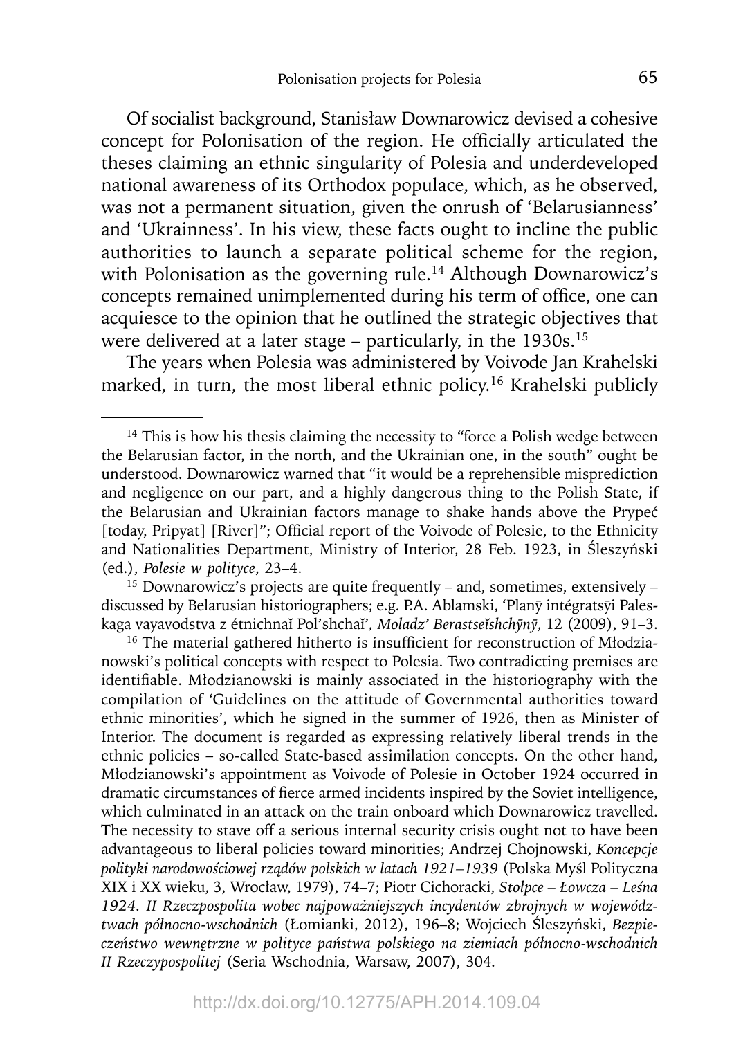Of socialist background, Stanisław Downarowicz devised a cohesive concept for Polonisation of the region. He officially articulated the theses claiming an ethnic singularity of Polesia and underdeveloped national awareness of its Orthodox populace, which, as he observed, was not a permanent situation, given the onrush of 'Belarusianness' and 'Ukrainness'. In his view, these facts ought to incline the public authorities to launch a separate political scheme for the region, with Polonisation as the governing rule.[14] Although Downarowicz's concepts remained unimplemented during his term of office, one can acquiesce to the opinion that he outlined the strategic objectives that were delivered at a later stage – particularly, in the 1930s.[15]

The years when Polesia was administered by Voivode Jan Krahelski marked, in turn, the most liberal ethnic policy.[16] Krahelski publicly

---

[14] This is how his thesis claiming the necessity to "force a Polish wedge between the Belarusian factor, in the north, and the Ukrainian one, in the south" ought be understood. Downarowicz warned that "it would be a reprehensible misprediction and negligence on our part, and a highly dangerous thing to the Polish State, if the Belarusian and Ukrainian factors manage to shake hands above the Prypeć [today, Pripyat] [River]"; Official report of the Voivode of Polesie, to the Ethnicity and Nationalities Department, Ministry of Interior, 28 Feb. 1923, in Śleszyński (ed.), *Polesie w polityce*, 23–4.

[15] Downarowicz's projects are quite frequently – and, sometimes, extensively – discussed by Belarusian historiographers; e.g. P.A. Ablamski, 'Planȳ intégratsȳi Paleskaga vayavodstva z étnichnaĭ Pol'shchaĭ', *Moladz' Berastseĭshchȳnȳ*, 12 (2009), 91–3.

[16] The material gathered hitherto is insufficient for reconstruction of Młodzianowski's political concepts with respect to Polesia. Two contradicting premises are identifiable. Młodzianowski is mainly associated in the historiography with the compilation of 'Guidelines on the attitude of Governmental authorities toward ethnic minorities', which he signed in the summer of 1926, then as Minister of Interior. The document is regarded as expressing relatively liberal trends in the ethnic policies – so-called State-based assimilation concepts. On the other hand, Młodzianowski's appointment as Voivode of Polesie in October 1924 occurred in dramatic circumstances of fierce armed incidents inspired by the Soviet intelligence, which culminated in an attack on the train onboard which Downarowicz travelled. The necessity to stave off a serious internal security crisis ought not to have been advantageous to liberal policies toward minorities; Andrzej Chojnowski, *Koncepcje polityki narodowościowej rządów polskich w latach 1921–1939* (Polska Myśl Polityczna XIX i XX wieku, 3, Wrocław, 1979), 74–7; Piotr Cichoracki, *Stołpce – Łowcza – Leśna 1924. II Rzeczpospolita wobec najpoważniejszych incydentów zbrojnych w województwach północno-wschodnich* (Łomianki, 2012), 196–8; Wojciech Śleszyński, *Bezpieczeństwo wewnętrzne w polityce państwa polskiego na ziemiach północno-wschodnich II Rzeczypospolitej* (Seria Wschodnia, Warsaw, 2007), 304.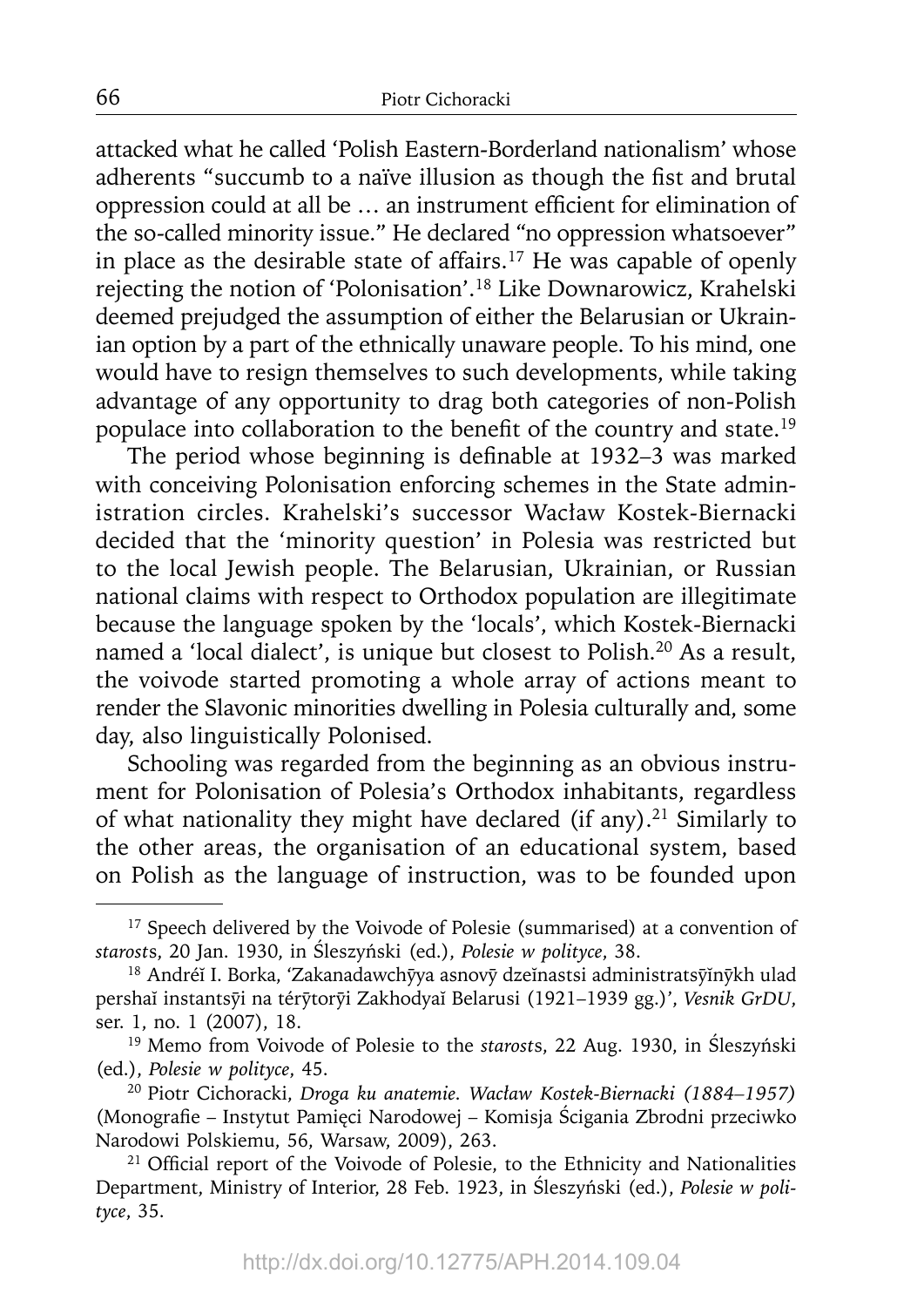attacked what he called 'Polish Eastern-Borderland nationalism' whose adherents "succumb to a naïve illusion as though the fist and brutal oppression could at all be … an instrument efficient for elimination of the so-called minority issue." He declared "no oppression whatsoever" in place as the desirable state of affairs.[17] He was capable of openly rejecting the notion of 'Polonisation'.[18] Like Downarowicz, Krahelski deemed prejudged the assumption of either the Belarusian or Ukrainian option by a part of the ethnically unaware people. To his mind, one would have to resign themselves to such developments, while taking advantage of any opportunity to drag both categories of non-Polish populace into collaboration to the benefit of the country and state.[19]

The period whose beginning is definable at 1932–3 was marked with conceiving Polonisation enforcing schemes in the State administration circles. Krahelski's successor Wacław Kostek-Biernacki decided that the 'minority question' in Polesia was restricted but to the local Jewish people. The Belarusian, Ukrainian, or Russian national claims with respect to Orthodox population are illegitimate because the language spoken by the 'locals', which Kostek-Biernacki named a 'local dialect', is unique but closest to Polish.[20] As a result, the voivode started promoting a whole array of actions meant to render the Slavonic minorities dwelling in Polesia culturally and, some day, also linguistically Polonised.

Schooling was regarded from the beginning as an obvious instrument for Polonisation of Polesia's Orthodox inhabitants, regardless of what nationality they might have declared (if any).[21] Similarly to the other areas, the organisation of an educational system, based on Polish as the language of instruction, was to be founded upon

---

[17] Speech delivered by the Voivode of Polesie (summarised) at a convention of *starost*s, 20 Jan. 1930, in Śleszyński (ed.), *Polesie w polityce*, 38.

[18] Andréĭ I. Borka, 'Zakanadawchȳya asnovȳ dzeĭnastsi administratsȳĭnȳkh ulad pershaĭ instantsȳi na térȳtorȳi Zakhodyaĭ Belarusi (1921–1939 gg.)', *Vesnik GrDU*, ser. 1, no. 1 (2007), 18.

[19] Memo from Voivode of Polesie to the *starost*s, 22 Aug. 1930, in Śleszyński (ed.), *Polesie w polityce*, 45.

[20] Piotr Cichoracki, *Droga ku anatemie. Wacław Kostek-Biernacki (1884–1957)* (Monografie – Instytut Pamięci Narodowej – Komisja Ścigania Zbrodni przeciwko Narodowi Polskiemu, 56, Warsaw, 2009), 263.

[21] Official report of the Voivode of Polesie, to the Ethnicity and Nationalities Department, Ministry of Interior, 28 Feb. 1923, in Śleszyński (ed.), *Polesie w polityce*, 35.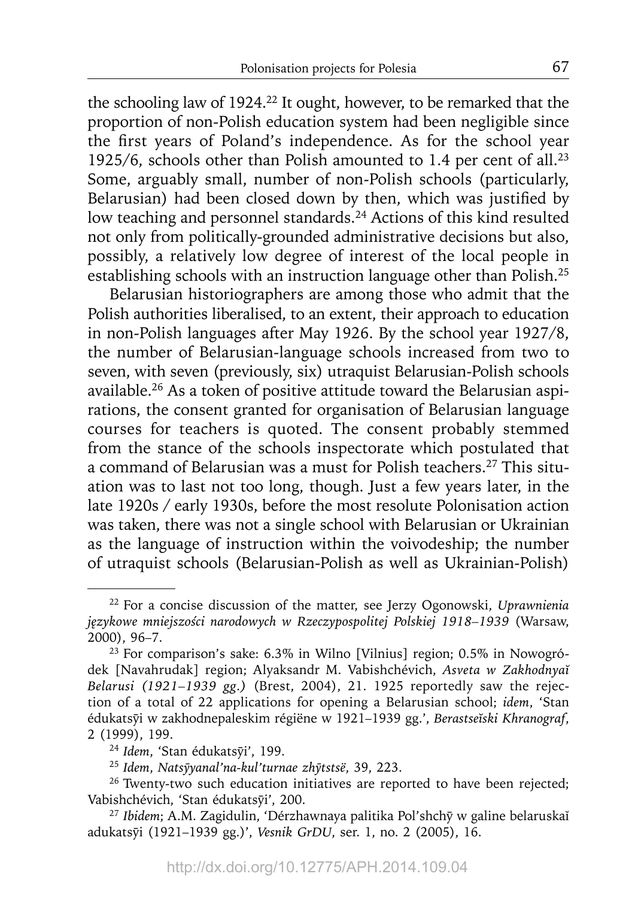the schooling law of 1924.[22] It ought, however, to be remarked that the proportion of non-Polish education system had been negligible since the first years of Poland's independence. As for the school year 1925/6, schools other than Polish amounted to 1.4 per cent of all.[23] Some, arguably small, number of non-Polish schools (particularly, Belarusian) had been closed down by then, which was justified by low teaching and personnel standards.[24] Actions of this kind resulted not only from politically-grounded administrative decisions but also, possibly, a relatively low degree of interest of the local people in establishing schools with an instruction language other than Polish.[25]

Belarusian historiographers are among those who admit that the Polish authorities liberalised, to an extent, their approach to education in non-Polish languages after May 1926. By the school year 1927/8, the number of Belarusian-language schools increased from two to seven, with seven (previously, six) utraquist Belarusian-Polish schools available.[26] As a token of positive attitude toward the Belarusian aspirations, the consent granted for organisation of Belarusian language courses for teachers is quoted. The consent probably stemmed from the stance of the schools inspectorate which postulated that a command of Belarusian was a must for Polish teachers.[27] This situation was to last not too long, though. Just a few years later, in the late 1920s / early 1930s, before the most resolute Polonisation action was taken, there was not a single school with Belarusian or Ukrainian as the language of instruction within the voivodeship; the number of utraquist schools (Belarusian-Polish as well as Ukrainian-Polish)

---

[22] For a concise discussion of the matter, see Jerzy Ogonowski, *Uprawnienia językowe mniejszości narodowych w Rzeczypospolitej Polskiej 1918–1939* (Warsaw, 2000), 96–7.

[23] For comparison's sake: 6.3% in Wilno [Vilnius] region; 0.5% in Nowogródek [Navahrudak] region; Alyaksandr M. Vabishchévich, *Asveta w Zakhodnyaĭ Belarusi (1921–1939 gg.)* (Brest, 2004), 21. 1925 reportedly saw the rejection of a total of 22 applications for opening a Belarusian school; *idem*, 'Stan édukatsȳi w zakhodnepaleskim régiëne w 1921–1939 gg.', *Berastseĭski Khranograf*, 2 (1999), 199.

[24] *Idem*, 'Stan édukatsȳi', 199.

[25] *Idem*, *Natsȳyanal'na-kul'turnae zhȳtstsë*, 39, 223.

[26] Twenty-two such education initiatives are reported to have been rejected; Vabishchévich, 'Stan édukatsȳi', 200.

[27] *Ibidem*; A.M. Zagidulin, 'Dérzhawnaya palitika Pol'shchȳ w galine belaruskaĭ adukatsȳi (1921–1939 gg.)', *Vesnik GrDU*, ser. 1, no. 2 (2005), 16.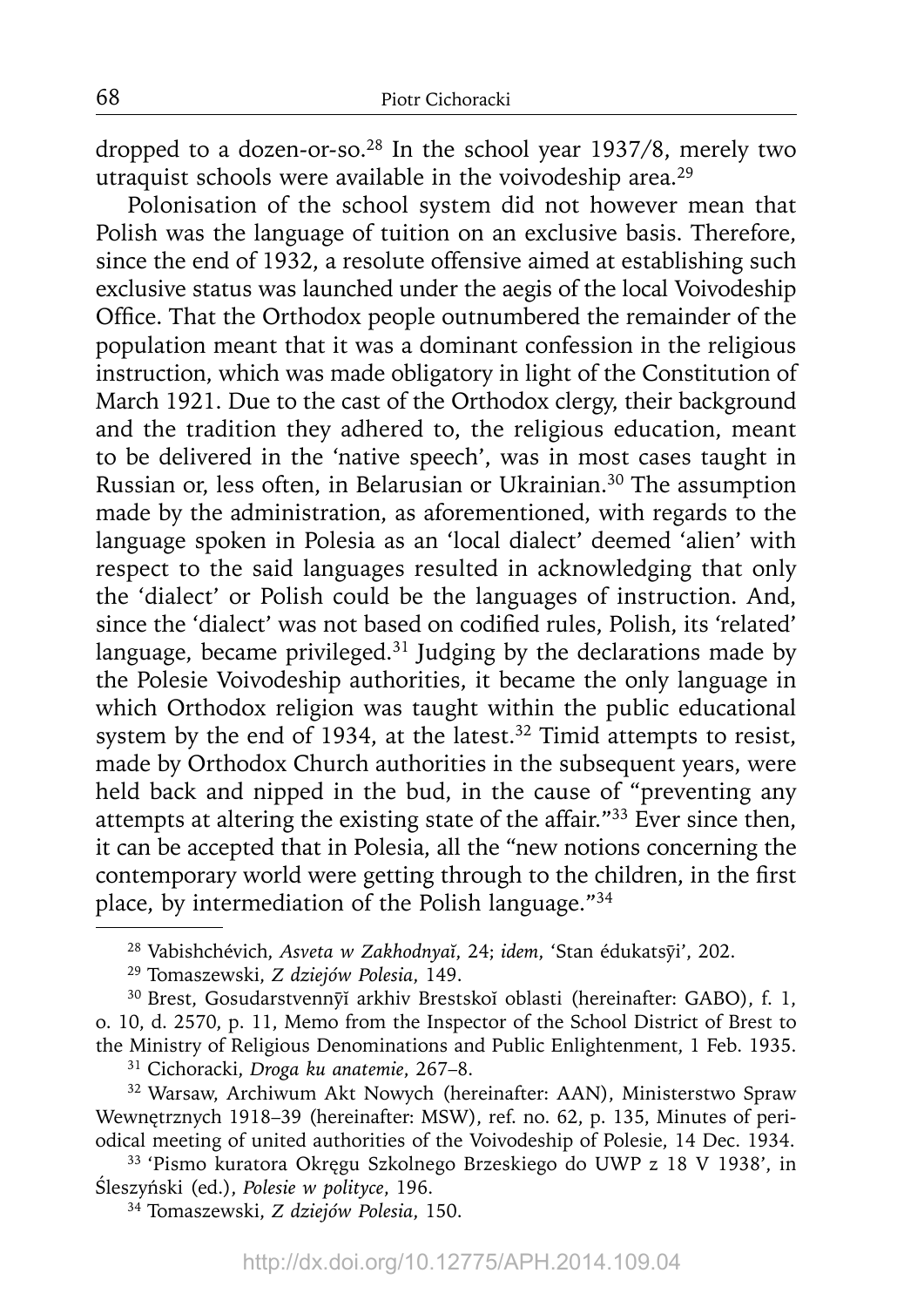dropped to a dozen-or-so.[28] In the school year 1937/8, merely two utraquist schools were available in the voivodeship area.[29]

Polonisation of the school system did not however mean that Polish was the language of tuition on an exclusive basis. Therefore, since the end of 1932, a resolute offensive aimed at establishing such exclusive status was launched under the aegis of the local Voivodeship Office. That the Orthodox people outnumbered the remainder of the population meant that it was a dominant confession in the religious instruction, which was made obligatory in light of the Constitution of March 1921. Due to the cast of the Orthodox clergy, their background and the tradition they adhered to, the religious education, meant to be delivered in the 'native speech', was in most cases taught in Russian or, less often, in Belarusian or Ukrainian.[30] The assumption made by the administration, as aforementioned, with regards to the language spoken in Polesia as an 'local dialect' deemed 'alien' with respect to the said languages resulted in acknowledging that only the 'dialect' or Polish could be the languages of instruction. And, since the 'dialect' was not based on codified rules, Polish, its 'related' language, became privileged.[31] Judging by the declarations made by the Polesie Voivodeship authorities, it became the only language in which Orthodox religion was taught within the public educational system by the end of 1934, at the latest.[32] Timid attempts to resist, made by Orthodox Church authorities in the subsequent years, were held back and nipped in the bud, in the cause of "preventing any attempts at altering the existing state of the affair."[33] Ever since then, it can be accepted that in Polesia, all the "new notions concerning the contemporary world were getting through to the children, in the first place, by intermediation of the Polish language."[34]

---

[28] Vabishchévich, *Asveta w Zakhodnyaĭ*, 24; *idem*, 'Stan édukatsy̅i', 202.

[29] Tomaszewski, *Z dziejów Polesia*, 149.

[30] Brest, Gosudarstvenny̅ĭ arkhiv Brestskoĭ oblasti (hereinafter: GABO), f. 1, o. 10, d. 2570, p. 11, Memo from the Inspector of the School District of Brest to the Ministry of Religious Denominations and Public Enlightenment, 1 Feb. 1935.

[31] Cichoracki, *Droga ku anatemie*, 267–8.

[32] Warsaw, Archiwum Akt Nowych (hereinafter: AAN), Ministerstwo Spraw Wewnętrznych 1918–39 (hereinafter: MSW), ref. no. 62, p. 135, Minutes of periodical meeting of united authorities of the Voivodeship of Polesie, 14 Dec. 1934.

[33] 'Pismo kuratora Okręgu Szkolnego Brzeskiego do UWP z 18 V 1938', in Śleszyński (ed.), *Polesie w polityce*, 196.

[34] Tomaszewski, *Z dziejów Polesia*, 150.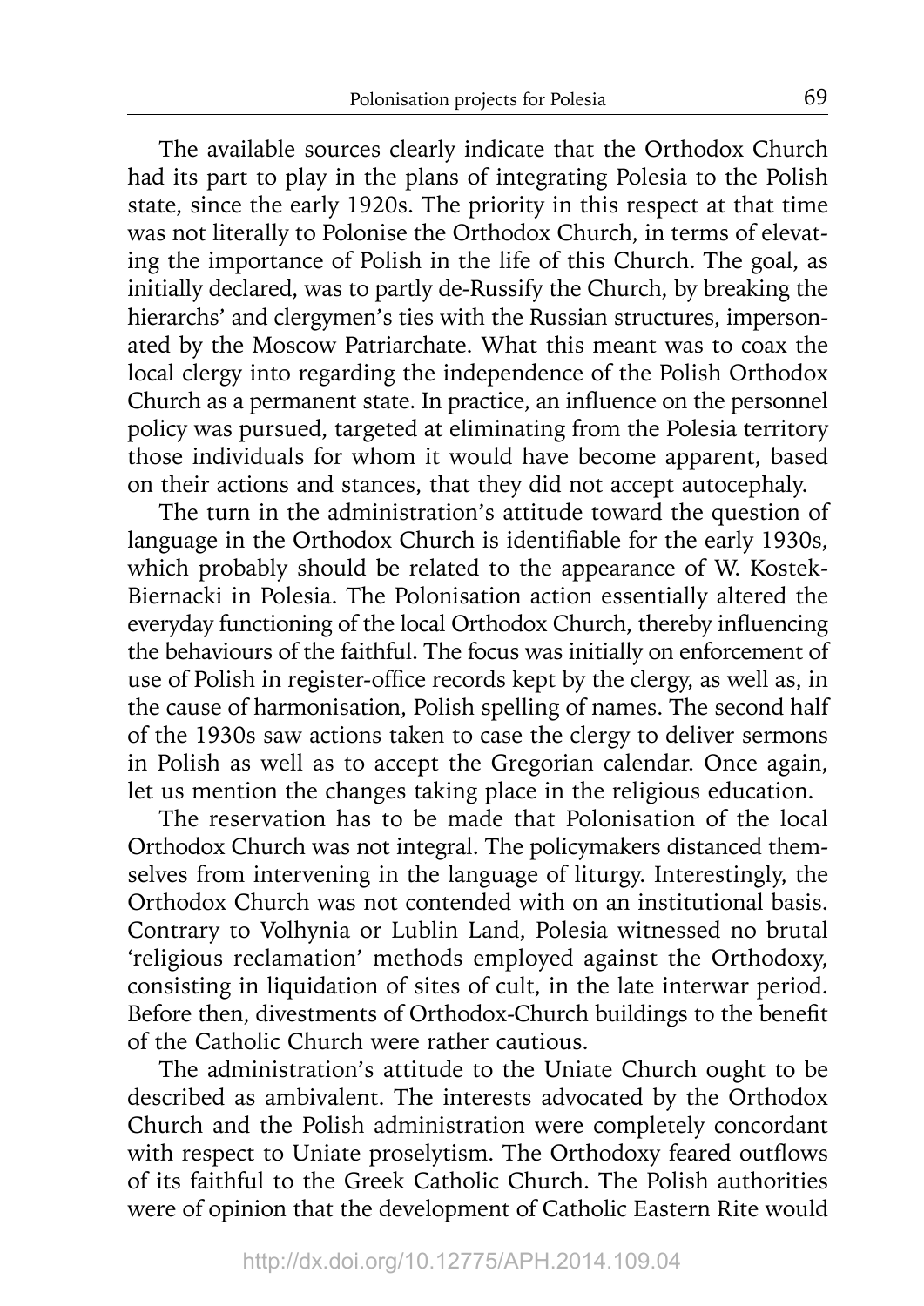The available sources clearly indicate that the Orthodox Church had its part to play in the plans of integrating Polesia to the Polish state, since the early 1920s. The priority in this respect at that time was not literally to Polonise the Orthodox Church, in terms of elevating the importance of Polish in the life of this Church. The goal, as initially declared, was to partly de-Russify the Church, by breaking the hierarchs' and clergymen's ties with the Russian structures, impersonated by the Moscow Patriarchate. What this meant was to coax the local clergy into regarding the independence of the Polish Orthodox Church as a permanent state. In practice, an influence on the personnel policy was pursued, targeted at eliminating from the Polesia territory those individuals for whom it would have become apparent, based on their actions and stances, that they did not accept autocephaly.

The turn in the administration's attitude toward the question of language in the Orthodox Church is identifiable for the early 1930s, which probably should be related to the appearance of W. Kostek-Biernacki in Polesia. The Polonisation action essentially altered the everyday functioning of the local Orthodox Church, thereby influencing the behaviours of the faithful. The focus was initially on enforcement of use of Polish in register-office records kept by the clergy, as well as, in the cause of harmonisation, Polish spelling of names. The second half of the 1930s saw actions taken to case the clergy to deliver sermons in Polish as well as to accept the Gregorian calendar. Once again, let us mention the changes taking place in the religious education.

The reservation has to be made that Polonisation of the local Orthodox Church was not integral. The policymakers distanced themselves from intervening in the language of liturgy. Interestingly, the Orthodox Church was not contended with on an institutional basis. Contrary to Volhynia or Lublin Land, Polesia witnessed no brutal 'religious reclamation' methods employed against the Orthodoxy, consisting in liquidation of sites of cult, in the late interwar period. Before then, divestments of Orthodox-Church buildings to the benefit of the Catholic Church were rather cautious.

The administration's attitude to the Uniate Church ought to be described as ambivalent. The interests advocated by the Orthodox Church and the Polish administration were completely concordant with respect to Uniate proselytism. The Orthodoxy feared outflows of its faithful to the Greek Catholic Church. The Polish authorities were of opinion that the development of Catholic Eastern Rite would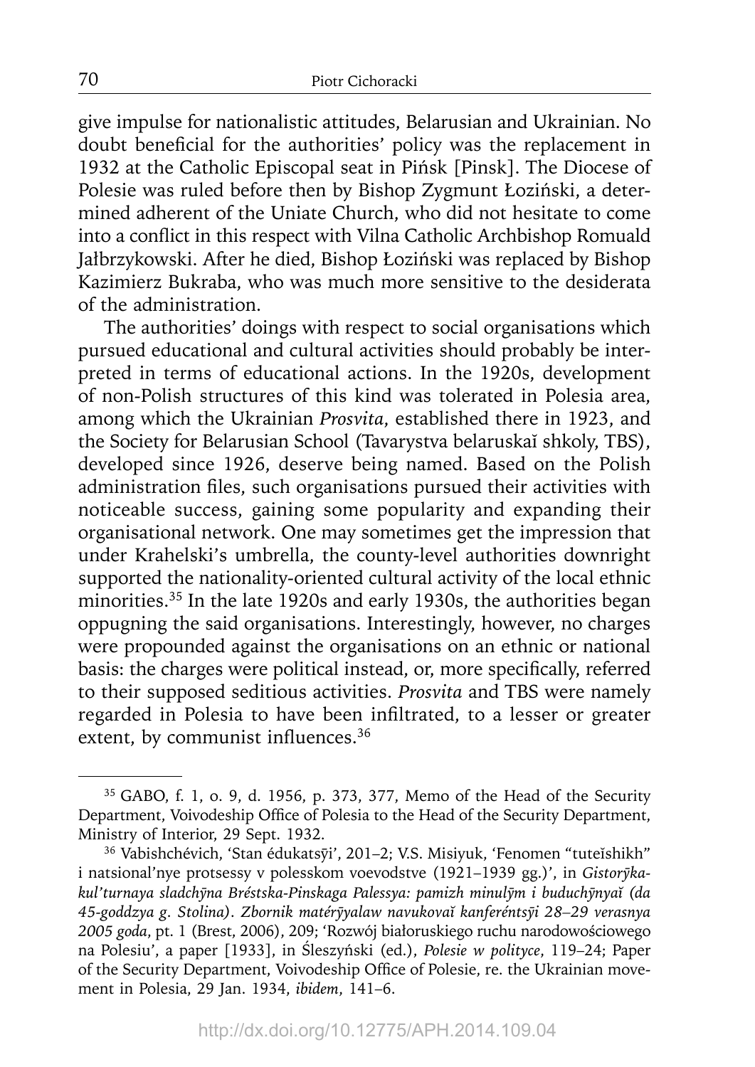give impulse for nationalistic attitudes, Belarusian and Ukrainian. No doubt beneficial for the authorities' policy was the replacement in 1932 at the Catholic Episcopal seat in Pińsk [Pinsk]. The Diocese of Polesie was ruled before then by Bishop Zygmunt Łoziński, a determined adherent of the Uniate Church, who did not hesitate to come into a conflict in this respect with Vilna Catholic Archbishop Romuald Jałbrzykowski. After he died, Bishop Łoziński was replaced by Bishop Kazimierz Bukraba, who was much more sensitive to the desiderata of the administration.

The authorities' doings with respect to social organisations which pursued educational and cultural activities should probably be interpreted in terms of educational actions. In the 1920s, development of non-Polish structures of this kind was tolerated in Polesia area, among which the Ukrainian *Prosvita*, established there in 1923, and the Society for Belarusian School (Tavarystva belaruskaĭ shkoly, TBS), developed since 1926, deserve being named. Based on the Polish administration files, such organisations pursued their activities with noticeable success, gaining some popularity and expanding their organisational network. One may sometimes get the impression that under Krahelski's umbrella, the county-level authorities downright supported the nationality-oriented cultural activity of the local ethnic minorities.[35] In the late 1920s and early 1930s, the authorities began oppugning the said organisations. Interestingly, however, no charges were propounded against the organisations on an ethnic or national basis: the charges were political instead, or, more specifically, referred to their supposed seditious activities. *Prosvita* and TBS were namely regarded in Polesia to have been infiltrated, to a lesser or greater extent, by communist influences.[36]

---

[35] GABO, f. 1, o. 9, d. 1956, p. 373, 377, Memo of the Head of the Security Department, Voivodeship Office of Polesia to the Head of the Security Department, Ministry of Interior, 29 Sept. 1932.

[36] Vabishchévich, 'Stan édukatsȳi', 201–2; V.S. Misiyuk, 'Fenomen "tuteĭshikh" i natsional'nye protsessy v polesskom voevodstve (1921–1939 gg.)', in *Gistorȳka-kul'turnaya sladchȳna Bréstska-Pinskaga Palessya: pamizh minulȳm i buduchȳnyaĭ (da 45-goddzya g. Stolina). Zbornik matérȳyalaw navukovaĭ kanferéntsȳi 28–29 verasnya 2005 goda*, pt. 1 (Brest, 2006), 209; 'Rozwój białoruskiego ruchu narodowościowego na Polesiu', a paper [1933], in Śleszyński (ed.), *Polesie w polityce*, 119–24; Paper of the Security Department, Voivodeship Office of Polesie, re. the Ukrainian movement in Polesia, 29 Jan. 1934, *ibidem*, 141–6.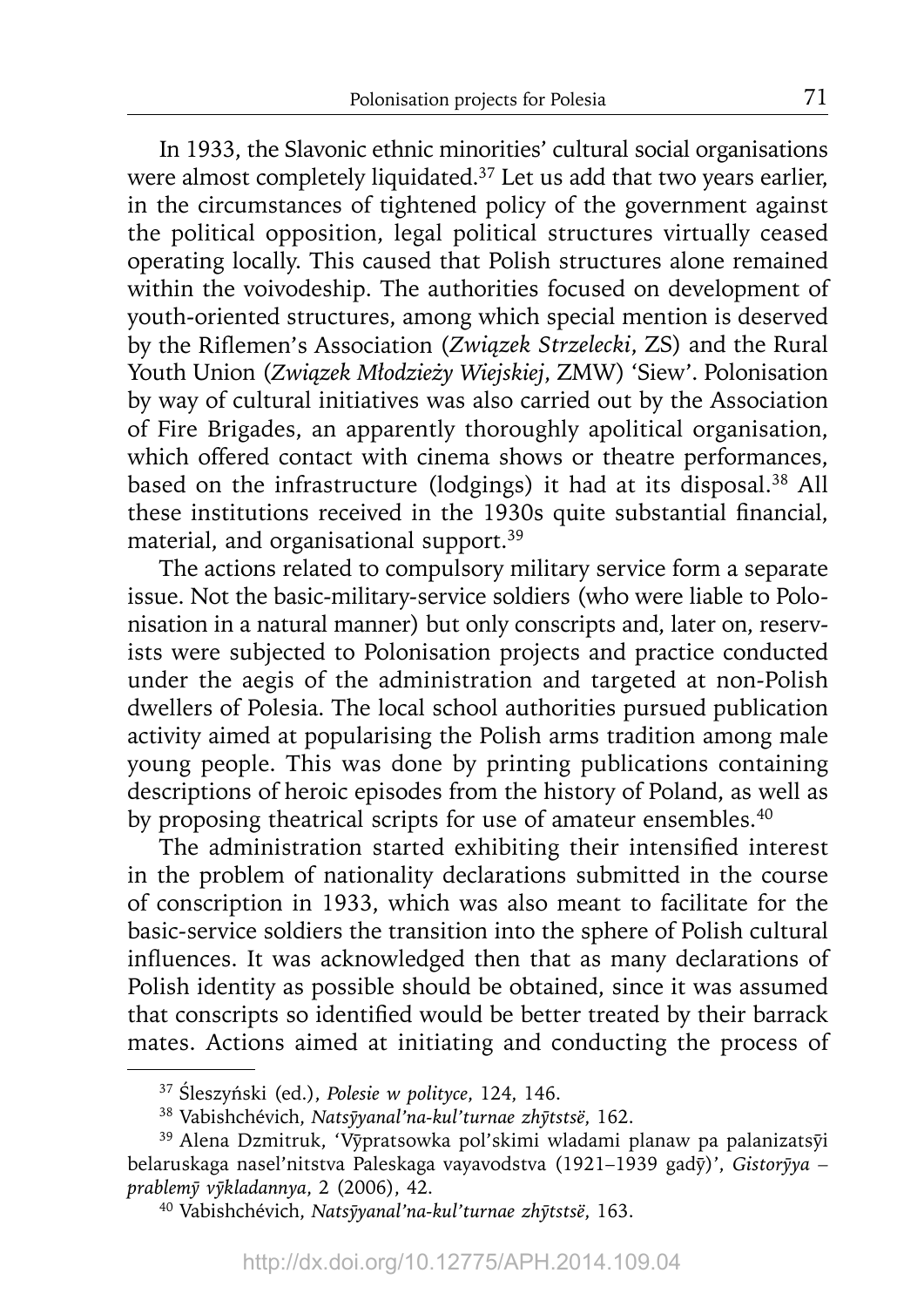In 1933, the Slavonic ethnic minorities' cultural social organisations were almost completely liquidated.[37] Let us add that two years earlier, in the circumstances of tightened policy of the government against the political opposition, legal political structures virtually ceased operating locally. This caused that Polish structures alone remained within the voivodeship. The authorities focused on development of youth-oriented structures, among which special mention is deserved by the Riflemen's Association (*Związek Strzelecki*, ZS) and the Rural Youth Union (*Związek Młodzieży Wiejskiej*, ZMW) 'Siew'. Polonisation by way of cultural initiatives was also carried out by the Association of Fire Brigades, an apparently thoroughly apolitical organisation, which offered contact with cinema shows or theatre performances, based on the infrastructure (lodgings) it had at its disposal.[38] All these institutions received in the 1930s quite substantial financial, material, and organisational support.[39]

The actions related to compulsory military service form a separate issue. Not the basic-military-service soldiers (who were liable to Polonisation in a natural manner) but only conscripts and, later on, reservists were subjected to Polonisation projects and practice conducted under the aegis of the administration and targeted at non-Polish dwellers of Polesia. The local school authorities pursued publication activity aimed at popularising the Polish arms tradition among male young people. This was done by printing publications containing descriptions of heroic episodes from the history of Poland, as well as by proposing theatrical scripts for use of amateur ensembles.[40]

The administration started exhibiting their intensified interest in the problem of nationality declarations submitted in the course of conscription in 1933, which was also meant to facilitate for the basic-service soldiers the transition into the sphere of Polish cultural influences. It was acknowledged then that as many declarations of Polish identity as possible should be obtained, since it was assumed that conscripts so identified would be better treated by their barrack mates. Actions aimed at initiating and conducting the process of

---

[37] Śleszyński (ed.), *Polesie w polityce*, 124, 146.

[38] Vabishchévich, *Natsȳyanal'na-kul'turnae zhȳtstsë*, 162.

[39] Alena Dzmitruk, 'Vȳpratsowka pol'skimi wladami planaw pa palanizatsȳi belaruskaga nasel'nitstva Paleskaga vayavodstva (1921–1939 gadȳ)', *Gistorȳya – prablemȳ vȳkladannya*, 2 (2006), 42.

[40] Vabishchévich, *Natsȳyanal'na-kul'turnae zhȳtstsë*, 163.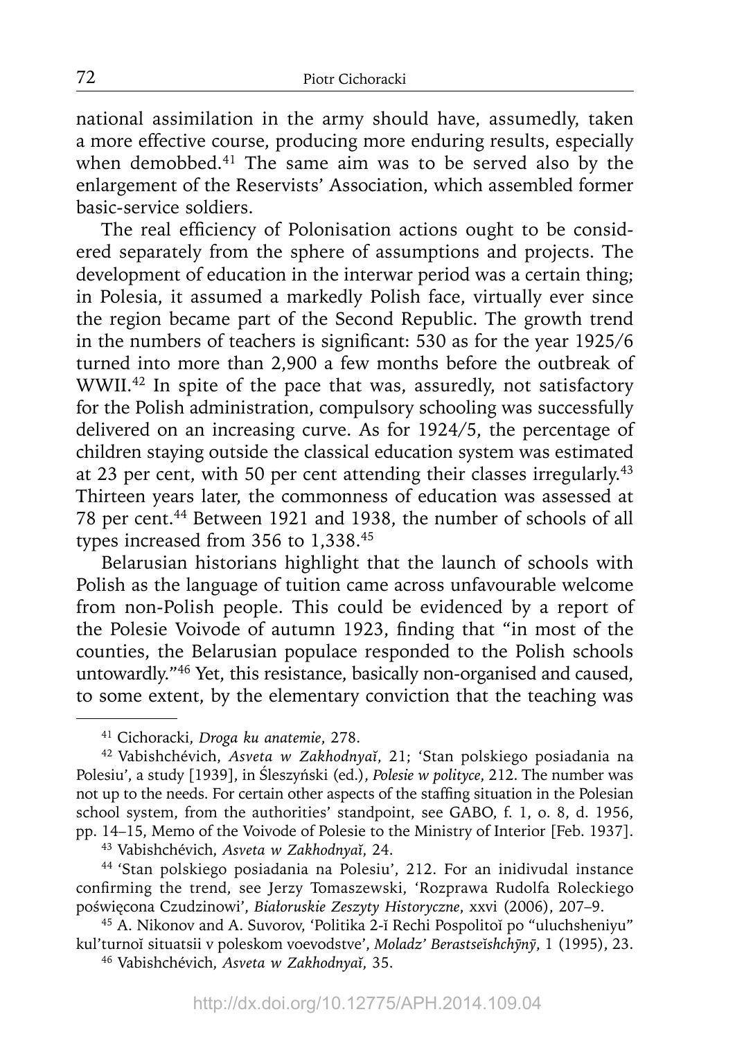national assimilation in the army should have, assumedly, taken a more effective course, producing more enduring results, especially when demobbed.[41] The same aim was to be served also by the enlargement of the Reservists' Association, which assembled former basic-service soldiers.

The real efficiency of Polonisation actions ought to be considered separately from the sphere of assumptions and projects. The development of education in the interwar period was a certain thing; in Polesia, it assumed a markedly Polish face, virtually ever since the region became part of the Second Republic. The growth trend in the numbers of teachers is significant: 530 as for the year 1925/6 turned into more than 2,900 a few months before the outbreak of WWII.[42] In spite of the pace that was, assuredly, not satisfactory for the Polish administration, compulsory schooling was successfully delivered on an increasing curve. As for 1924/5, the percentage of children staying outside the classical education system was estimated at 23 per cent, with 50 per cent attending their classes irregularly.[43] Thirteen years later, the commonness of education was assessed at 78 per cent.[44] Between 1921 and 1938, the number of schools of all types increased from 356 to 1,338.[45]

Belarusian historians highlight that the launch of schools with Polish as the language of tuition came across unfavourable welcome from non-Polish people. This could be evidenced by a report of the Polesie Voivode of autumn 1923, finding that "in most of the counties, the Belarusian populace responded to the Polish schools untowardly."[46] Yet, this resistance, basically non-organised and caused, to some extent, by the elementary conviction that the teaching was

---

[41] Cichoracki, *Droga ku anatemie*, 278.

[42] Vabishchévich, *Asveta w Zakhodnyaĭ*, 21; 'Stan polskiego posiadania na Polesiu', a study [1939], in Śleszyński (ed.), *Polesie w polityce*, 212. The number was not up to the needs. For certain other aspects of the staffing situation in the Polesian school system, from the authorities' standpoint, see GABO, f. 1, o. 8, d. 1956, pp. 14–15, Memo of the Voivode of Polesie to the Ministry of Interior [Feb. 1937].

[43] Vabishchévich, *Asveta w Zakhodnyaĭ*, 24.

[44] 'Stan polskiego posiadania na Polesiu', 212. For an inidivudal instance confirming the trend, see Jerzy Tomaszewski, 'Rozprawa Rudolfa Roleckiego poświęcona Czudzinowi', *Białoruskie Zeszyty Historyczne*, xxvi (2006), 207–9.

[45] A. Nikonov and A. Suvorov, 'Politika 2-ĭ Rechi Pospolitoĭ po "uluchsheniyu" kul'turnoĭ situatsii v poleskom voevodstve', *Moladz' Berastseĭshchўnў*, 1 (1995), 23.

[46] Vabishchévich, *Asveta w Zakhodnyaĭ*, 35.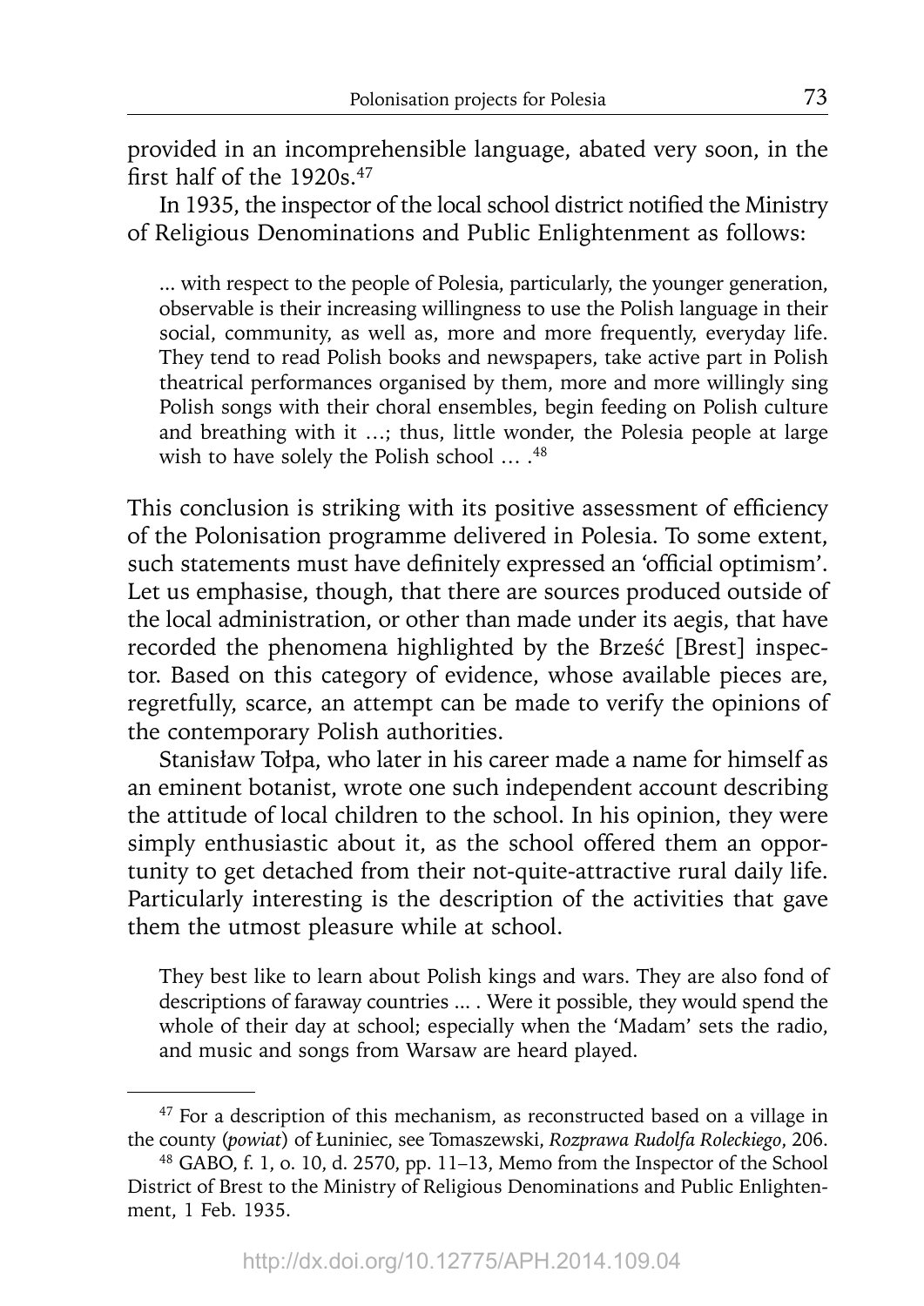provided in an incomprehensible language, abated very soon, in the first half of the 1920s.[47]

In 1935, the inspector of the local school district notified the Ministry of Religious Denominations and Public Enlightenment as follows:

> ... with respect to the people of Polesia, particularly, the younger generation, observable is their increasing willingness to use the Polish language in their social, community, as well as, more and more frequently, everyday life. They tend to read Polish books and newspapers, take active part in Polish theatrical performances organised by them, more and more willingly sing Polish songs with their choral ensembles, begin feeding on Polish culture and breathing with it …; thus, little wonder, the Polesia people at large wish to have solely the Polish school … .[48]

This conclusion is striking with its positive assessment of efficiency of the Polonisation programme delivered in Polesia. To some extent, such statements must have definitely expressed an 'official optimism'. Let us emphasise, though, that there are sources produced outside of the local administration, or other than made under its aegis, that have recorded the phenomena highlighted by the Brześć [Brest] inspector. Based on this category of evidence, whose available pieces are, regretfully, scarce, an attempt can be made to verify the opinions of the contemporary Polish authorities.

Stanisław Tołpa, who later in his career made a name for himself as an eminent botanist, wrote one such independent account describing the attitude of local children to the school. In his opinion, they were simply enthusiastic about it, as the school offered them an opportunity to get detached from their not-quite-attractive rural daily life. Particularly interesting is the description of the activities that gave them the utmost pleasure while at school.

> They best like to learn about Polish kings and wars. They are also fond of descriptions of faraway countries ... . Were it possible, they would spend the whole of their day at school; especially when the 'Madam' sets the radio, and music and songs from Warsaw are heard played.

---

[47] For a description of this mechanism, as reconstructed based on a village in the county (*powiat*) of Łuniniec, see Tomaszewski, *Rozprawa Rudolfa Roleckiego*, 206.

[48] GABO, f. 1, o. 10, d. 2570, pp. 11–13, Memo from the Inspector of the School District of Brest to the Ministry of Religious Denominations and Public Enlightenment, 1 Feb. 1935.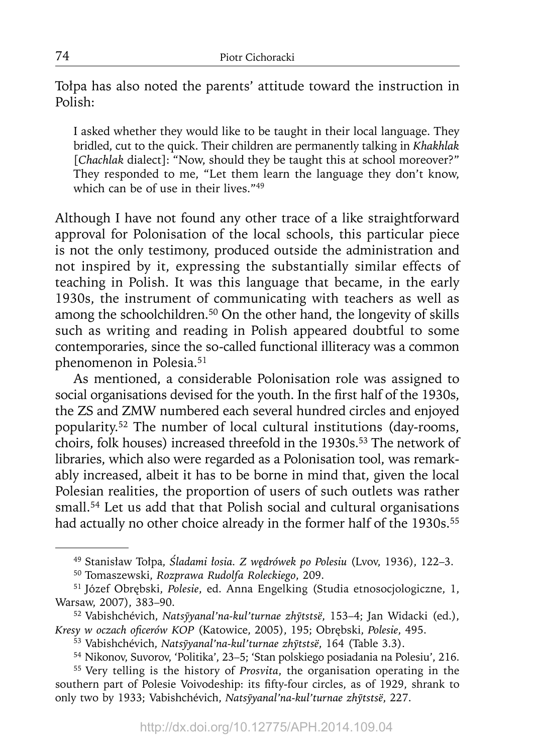Tołpa has also noted the parents' attitude toward the instruction in Polish:

> I asked whether they would like to be taught in their local language. They bridled, cut to the quick. Their children are permanently talking in *Khakhlak* [*Chachlak* dialect]: "Now, should they be taught this at school moreover?" They responded to me, "Let them learn the language they don't know, which can be of use in their lives."[49]

Although I have not found any other trace of a like straightforward approval for Polonisation of the local schools, this particular piece is not the only testimony, produced outside the administration and not inspired by it, expressing the substantially similar effects of teaching in Polish. It was this language that became, in the early 1930s, the instrument of communicating with teachers as well as among the schoolchildren.[50] On the other hand, the longevity of skills such as writing and reading in Polish appeared doubtful to some contemporaries, since the so-called functional illiteracy was a common phenomenon in Polesia.[51]

As mentioned, a considerable Polonisation role was assigned to social organisations devised for the youth. In the first half of the 1930s, the ZS and ZMW numbered each several hundred circles and enjoyed popularity.[52] The number of local cultural institutions (day-rooms, choirs, folk houses) increased threefold in the 1930s.[53] The network of libraries, which also were regarded as a Polonisation tool, was remarkably increased, albeit it has to be borne in mind that, given the local Polesian realities, the proportion of users of such outlets was rather small.[54] Let us add that that Polish social and cultural organisations had actually no other choice already in the former half of the 1930s.[55]

---

[49] Stanisław Tołpa, *Śladami łosia. Z wędrówek po Polesiu* (Lvov, 1936), 122–3.

[50] Tomaszewski, *Rozprawa Rudolfa Roleckiego*, 209.

[51] Józef Obrębski, *Polesie*, ed. Anna Engelking (Studia etnosocjologiczne, 1, Warsaw, 2007), 383–90.

[52] Vabishchévich, *Natsȳyanal'na-kul'turnae zhȳtstsë*, 153–4; Jan Widacki (ed.), *Kresy w oczach oficerów KOP* (Katowice, 2005), 195; Obrębski, *Polesie*, 495.

[53] Vabishchévich, *Natsȳyanal'na-kul'turnae zhȳtstsë*, 164 (Table 3.3).

[54] Nikonov, Suvorov, 'Politika', 23–5; 'Stan polskiego posiadania na Polesiu', 216.

[55] Very telling is the history of *Prosvita*, the organisation operating in the southern part of Polesie Voivodeship: its fifty-four circles, as of 1929, shrank to only two by 1933; Vabishchévich, *Natsȳyanal'na-kul'turnae zhȳtstsë*, 227.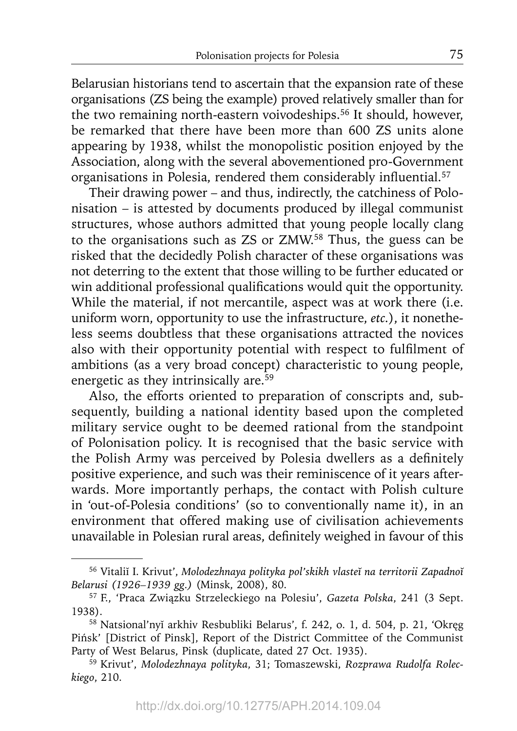Belarusian historians tend to ascertain that the expansion rate of these organisations (ZS being the example) proved relatively smaller than for the two remaining north-eastern voivodeships.[56] It should, however, be remarked that there have been more than 600 ZS units alone appearing by 1938, whilst the monopolistic position enjoyed by the Association, along with the several abovementioned pro-Government organisations in Polesia, rendered them considerably influential.[57]

Their drawing power – and thus, indirectly, the catchiness of Polonisation – is attested by documents produced by illegal communist structures, whose authors admitted that young people locally clang to the organisations such as ZS or ZMW.[58] Thus, the guess can be risked that the decidedly Polish character of these organisations was not deterring to the extent that those willing to be further educated or win additional professional qualifications would quit the opportunity. While the material, if not mercantile, aspect was at work there (i.e. uniform worn, opportunity to use the infrastructure, *etc.*), it nonetheless seems doubtless that these organisations attracted the novices also with their opportunity potential with respect to fulfilment of ambitions (as a very broad concept) characteristic to young people, energetic as they intrinsically are.[59]

Also, the efforts oriented to preparation of conscripts and, subsequently, building a national identity based upon the completed military service ought to be deemed rational from the standpoint of Polonisation policy. It is recognised that the basic service with the Polish Army was perceived by Polesia dwellers as a definitely positive experience, and such was their reminiscence of it years afterwards. More importantly perhaps, the contact with Polish culture in 'out-of-Polesia conditions' (so to conventionally name it), in an environment that offered making use of civilisation achievements unavailable in Polesian rural areas, definitely weighed in favour of this

---

[56] Vitaliĭ I. Krivut', *Molodezhnaya polityka pol'skikh vlasteĭ na territorii Zapadnoĭ Belarusi (1926–1939 gg.)* (Minsk, 2008), 80.

[57] F., 'Praca Związku Strzeleckiego na Polesiu', *Gazeta Polska*, 241 (3 Sept. 1938).

[58] Natsional'nyĭ arkhiv Resbubliki Belarus', f. 242, o. 1, d. 504, p. 21, 'Okręg Pińsk' [District of Pinsk], Report of the District Committee of the Communist Party of West Belarus, Pinsk (duplicate, dated 27 Oct. 1935).

[59] Krivut', *Molodezhnaya polityka*, 31; Tomaszewski, *Rozprawa Rudolfa Roleckiego*, 210.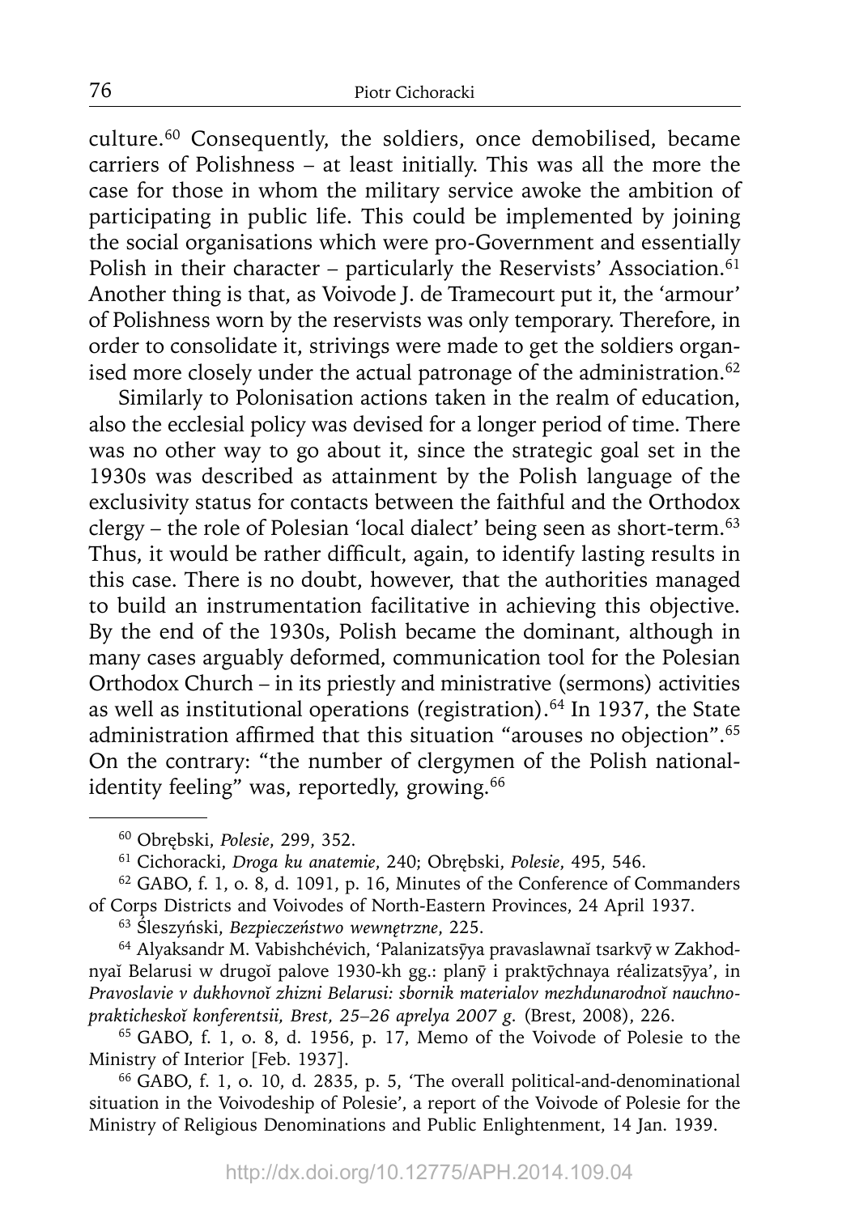culture.[60] Consequently, the soldiers, once demobilised, became carriers of Polishness – at least initially. This was all the more the case for those in whom the military service awoke the ambition of participating in public life. This could be implemented by joining the social organisations which were pro-Government and essentially Polish in their character – particularly the Reservists' Association.[61] Another thing is that, as Voivode J. de Tramecourt put it, the 'armour' of Polishness worn by the reservists was only temporary. Therefore, in order to consolidate it, strivings were made to get the soldiers organised more closely under the actual patronage of the administration.[62]

Similarly to Polonisation actions taken in the realm of education, also the ecclesial policy was devised for a longer period of time. There was no other way to go about it, since the strategic goal set in the 1930s was described as attainment by the Polish language of the exclusivity status for contacts between the faithful and the Orthodox clergy – the role of Polesian 'local dialect' being seen as short-term.[63] Thus, it would be rather difficult, again, to identify lasting results in this case. There is no doubt, however, that the authorities managed to build an instrumentation facilitative in achieving this objective. By the end of the 1930s, Polish became the dominant, although in many cases arguably deformed, communication tool for the Polesian Orthodox Church – in its priestly and ministrative (sermons) activities as well as institutional operations (registration).[64] In 1937, the State administration affirmed that this situation "arouses no objection".[65] On the contrary: "the number of clergymen of the Polish national-identity feeling" was, reportedly, growing.[66]

---

[60] Obrębski, *Polesie*, 299, 352.

[61] Cichoracki, *Droga ku anatemie*, 240; Obrębski, *Polesie*, 495, 546.

[62] GABO, f. 1, o. 8, d. 1091, p. 16, Minutes of the Conference of Commanders of Corps Districts and Voivodes of North-Eastern Provinces, 24 April 1937.

[63] Śleszyński, *Bezpieczeństwo wewnętrzne*, 225.

[64] Alyaksandr M. Vabishchévich, 'Palanizatsȳya pravaslawnaĭ tsarkvȳ w Zakhodnyaĭ Belarusi w drugoĭ palove 1930-kh gg.: planȳ i praktȳchnaya réalizatsȳya', in *Pravoslavie v dukhovnoĭ zhizni Belarusi: sbornik materialov mezhdunarodnoĭ nauchno-prakticheskoĭ konferentsii, Brest, 25–26 aprelya 2007 g.* (Brest, 2008), 226.

[65] GABO, f. 1, o. 8, d. 1956, p. 17, Memo of the Voivode of Polesie to the Ministry of Interior [Feb. 1937].

[66] GABO, f. 1, o. 10, d. 2835, p. 5, 'The overall political-and-denominational situation in the Voivodeship of Polesie', a report of the Voivode of Polesie for the Ministry of Religious Denominations and Public Enlightenment, 14 Jan. 1939.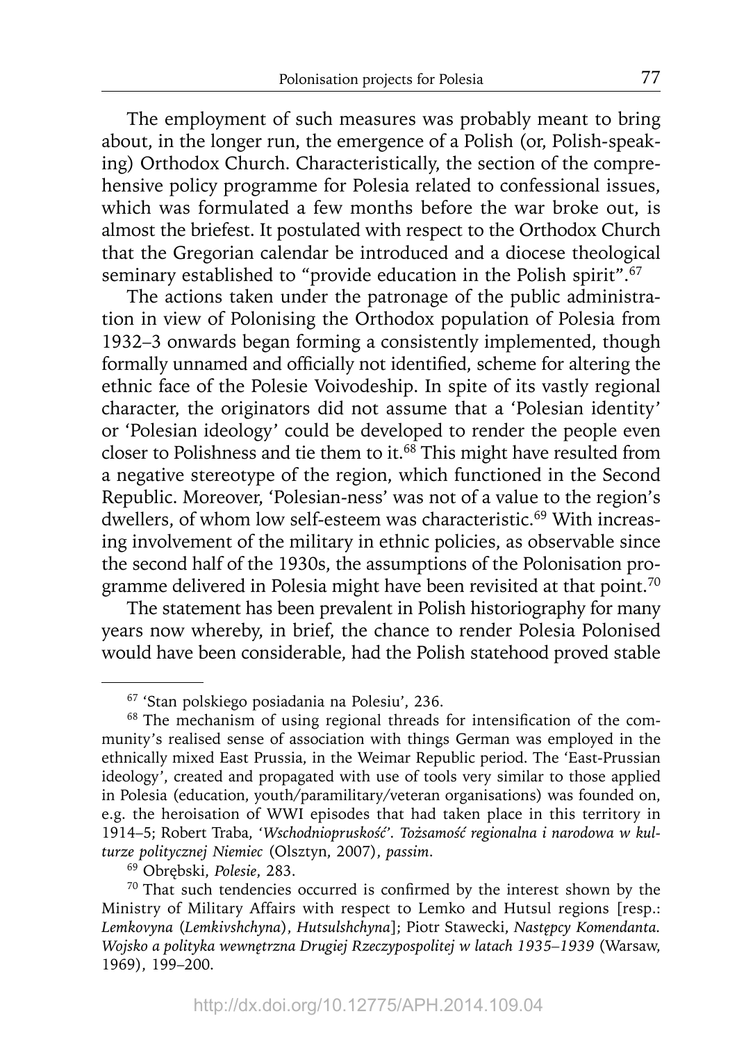The employment of such measures was probably meant to bring about, in the longer run, the emergence of a Polish (or, Polish-speaking) Orthodox Church. Characteristically, the section of the comprehensive policy programme for Polesia related to confessional issues, which was formulated a few months before the war broke out, is almost the briefest. It postulated with respect to the Orthodox Church that the Gregorian calendar be introduced and a diocese theological seminary established to "provide education in the Polish spirit".[67]

The actions taken under the patronage of the public administration in view of Polonising the Orthodox population of Polesia from 1932–3 onwards began forming a consistently implemented, though formally unnamed and officially not identified, scheme for altering the ethnic face of the Polesie Voivodeship. In spite of its vastly regional character, the originators did not assume that a 'Polesian identity' or 'Polesian ideology' could be developed to render the people even closer to Polishness and tie them to it.[68] This might have resulted from a negative stereotype of the region, which functioned in the Second Republic. Moreover, 'Polesian-ness' was not of a value to the region's dwellers, of whom low self-esteem was characteristic.[69] With increasing involvement of the military in ethnic policies, as observable since the second half of the 1930s, the assumptions of the Polonisation programme delivered in Polesia might have been revisited at that point.[70]

The statement has been prevalent in Polish historiography for many years now whereby, in brief, the chance to render Polesia Polonised would have been considerable, had the Polish statehood proved stable

---

[67] 'Stan polskiego posiadania na Polesiu', 236.

[68] The mechanism of using regional threads for intensification of the community's realised sense of association with things German was employed in the ethnically mixed East Prussia, in the Weimar Republic period. The 'East-Prussian ideology', created and propagated with use of tools very similar to those applied in Polesia (education, youth/paramilitary/veteran organisations) was founded on, e.g. the heroisation of WWI episodes that had taken place in this territory in 1914–5; Robert Traba, *'Wschodniopruskość'. Tożsamość regionalna i narodowa w kulturze politycznej Niemiec* (Olsztyn, 2007), *passim*.

[69] Obrębski, *Polesie*, 283.

[70] That such tendencies occurred is confirmed by the interest shown by the Ministry of Military Affairs with respect to Lemko and Hutsul regions [resp.: *Lemkovyna* (*Lemkivshchyna*), *Hutsulshchyna*]; Piotr Stawecki, *Następcy Komendanta. Wojsko a polityka wewnętrzna Drugiej Rzeczypospolitej w latach 1935–1939* (Warsaw, 1969), 199–200.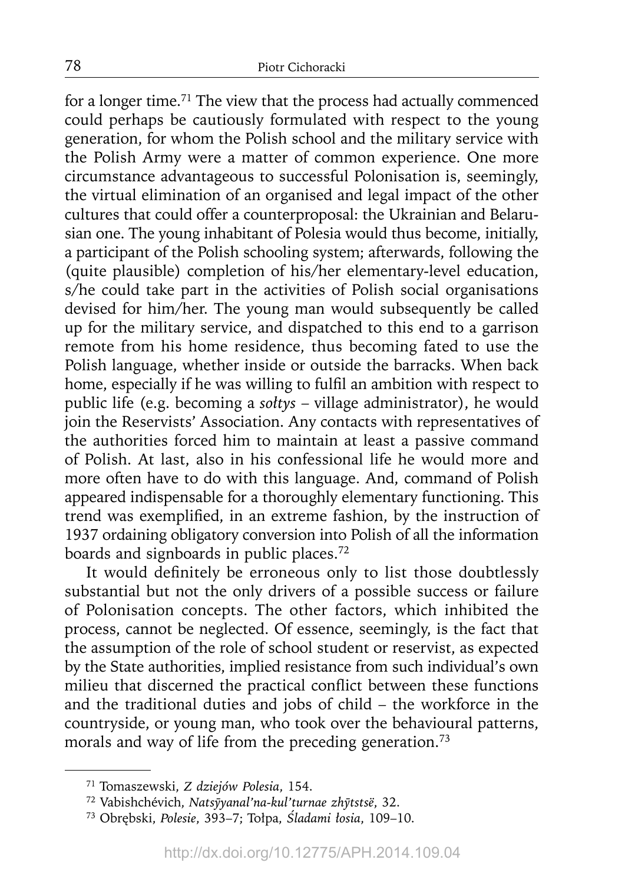for a longer time.[71] The view that the process had actually commenced could perhaps be cautiously formulated with respect to the young generation, for whom the Polish school and the military service with the Polish Army were a matter of common experience. One more circumstance advantageous to successful Polonisation is, seemingly, the virtual elimination of an organised and legal impact of the other cultures that could offer a counterproposal: the Ukrainian and Belarusian one. The young inhabitant of Polesia would thus become, initially, a participant of the Polish schooling system; afterwards, following the (quite plausible) completion of his/her elementary-level education, s/he could take part in the activities of Polish social organisations devised for him/her. The young man would subsequently be called up for the military service, and dispatched to this end to a garrison remote from his home residence, thus becoming fated to use the Polish language, whether inside or outside the barracks. When back home, especially if he was willing to fulfil an ambition with respect to public life (e.g. becoming a *sołtys* – village administrator), he would join the Reservists' Association. Any contacts with representatives of the authorities forced him to maintain at least a passive command of Polish. At last, also in his confessional life he would more and more often have to do with this language. And, command of Polish appeared indispensable for a thoroughly elementary functioning. This trend was exemplified, in an extreme fashion, by the instruction of 1937 ordaining obligatory conversion into Polish of all the information boards and signboards in public places.[72]

It would definitely be erroneous only to list those doubtlessly substantial but not the only drivers of a possible success or failure of Polonisation concepts. The other factors, which inhibited the process, cannot be neglected. Of essence, seemingly, is the fact that the assumption of the role of school student or reservist, as expected by the State authorities, implied resistance from such individual's own milieu that discerned the practical conflict between these functions and the traditional duties and jobs of child – the workforce in the countryside, or young man, who took over the behavioural patterns, morals and way of life from the preceding generation.[73]

---

[71] Tomaszewski, *Z dziejów Polesia*, 154.

[72] Vabishchévich, *Natsÿyanal'na-kul'turnae zhÿtstsë*, 32.

[73] Obrębski, *Polesie*, 393–7; Tołpa, *Śladami łosia*, 109–10.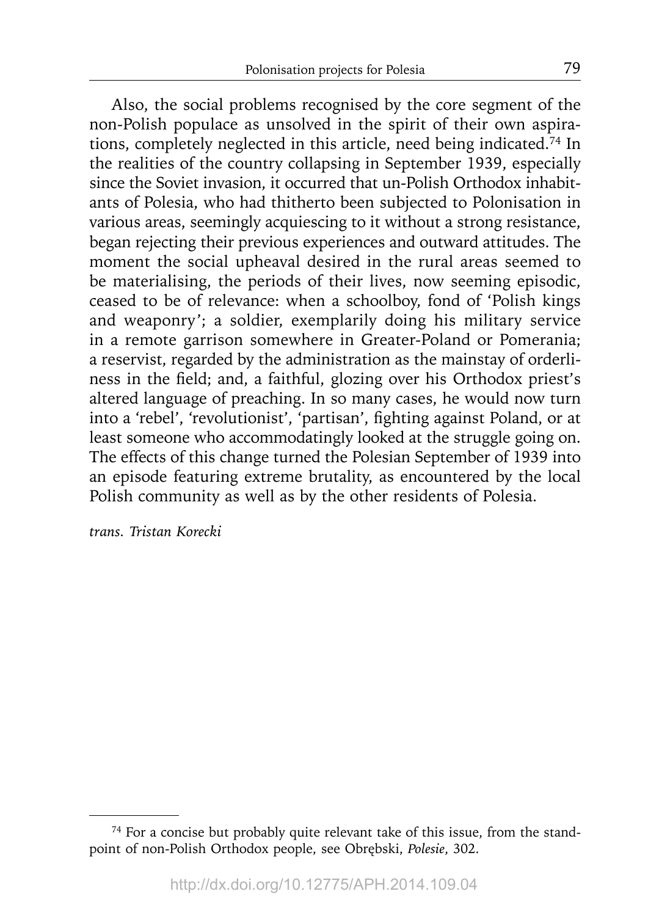Also, the social problems recognised by the core segment of the non-Polish populace as unsolved in the spirit of their own aspirations, completely neglected in this article, need being indicated.[74] In the realities of the country collapsing in September 1939, especially since the Soviet invasion, it occurred that un-Polish Orthodox inhabitants of Polesia, who had thitherto been subjected to Polonisation in various areas, seemingly acquiescing to it without a strong resistance, began rejecting their previous experiences and outward attitudes. The moment the social upheaval desired in the rural areas seemed to be materialising, the periods of their lives, now seeming episodic, ceased to be of relevance: when a schoolboy, fond of 'Polish kings and weaponry'; a soldier, exemplarily doing his military service in a remote garrison somewhere in Greater-Poland or Pomerania; a reservist, regarded by the administration as the mainstay of orderliness in the field; and, a faithful, glozing over his Orthodox priest's altered language of preaching. In so many cases, he would now turn into a 'rebel', 'revolutionist', 'partisan', fighting against Poland, or at least someone who accommodatingly looked at the struggle going on. The effects of this change turned the Polesian September of 1939 into an episode featuring extreme brutality, as encountered by the local Polish community as well as by the other residents of Polesia.

*trans. Tristan Korecki*

---

[74] For a concise but probably quite relevant take of this issue, from the standpoint of non-Polish Orthodox people, see Obrębski, *Polesie*, 302.

http://dx.doi.org/10.12775/APH.2014.109.04